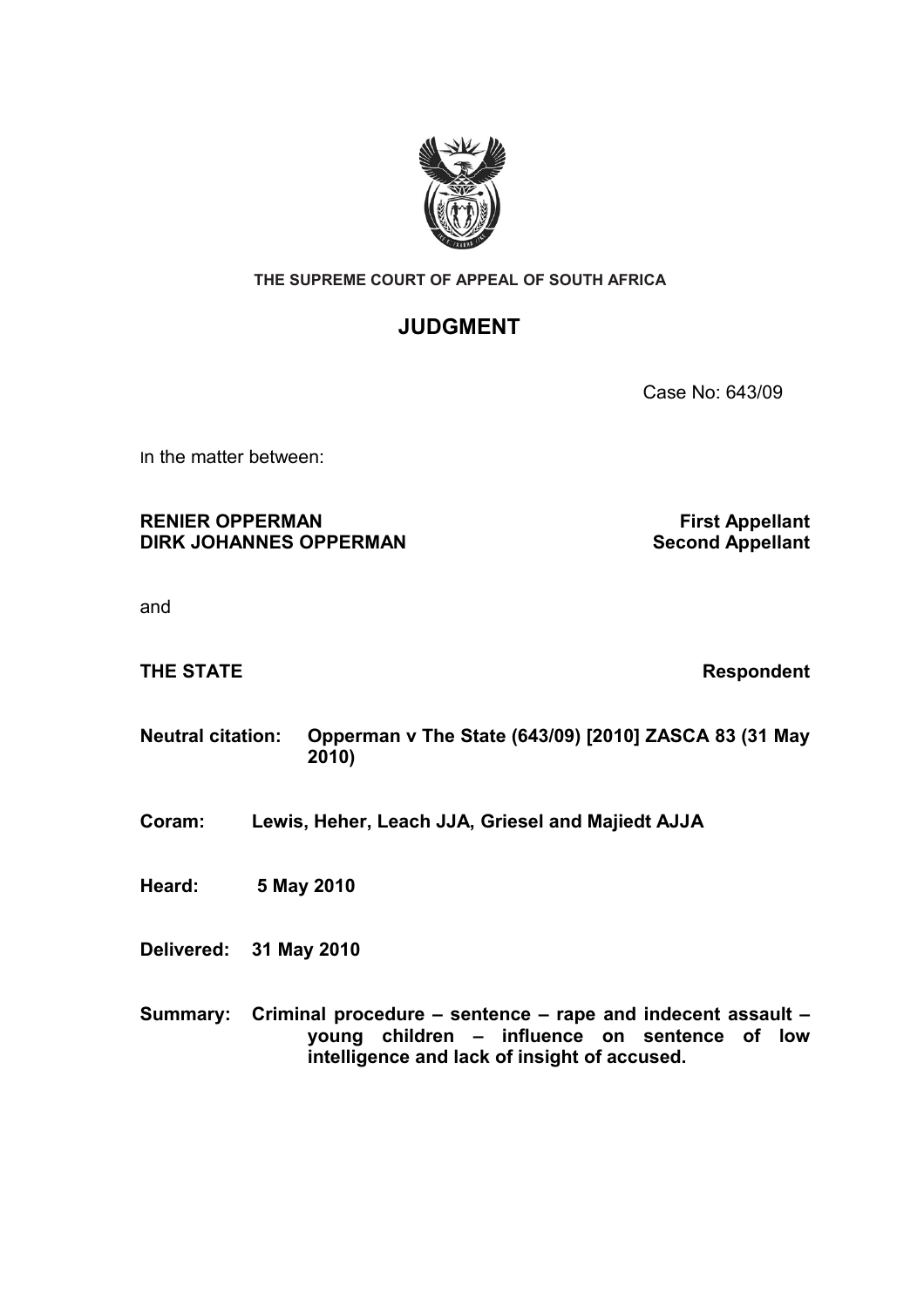**THE SUPREME COURT OF APPEAL OF SOUTH AFRICA**

# JUDGMENT

Case No: 643/09

In the matter between:

**RENIER OPPERMAN** — **First Appellant**
**DIRK JOHANNES OPPERMAN** — **Second Appellant**

and

**THE STATE** — **Respondent**

**Neutral citation:** **Opperman v The State (643/09) [2010] ZASCA 83 (31 May 2010)**

**Coram:** **Lewis, Heher, Leach JJA, Griesel and Majiedt AJJA**

**Heard:** **5 May 2010**

**Delivered:** **31 May 2010**

**Summary:** **Criminal procedure – sentence – rape and indecent assault – young children – influence on sentence of low intelligence and lack of insight of accused.**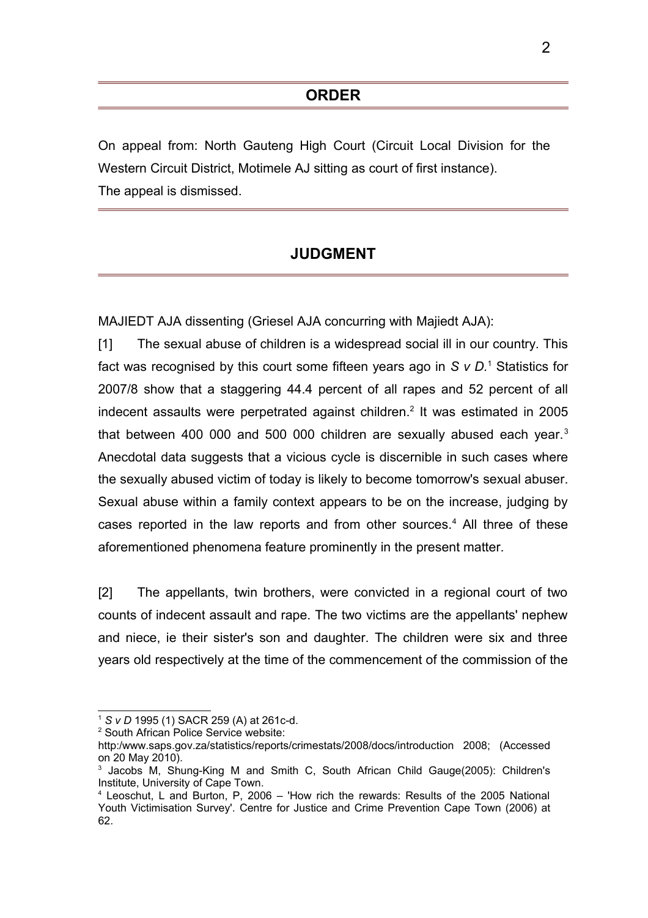## ORDER

On appeal from: North Gauteng High Court (Circuit Local Division for the Western Circuit District, Motimele AJ sitting as court of first instance).
The appeal is dismissed.

## JUDGMENT

MAJIEDT AJA dissenting (Griesel AJA concurring with Majiedt AJA):

[1] The sexual abuse of children is a widespread social ill in our country. This fact was recognised by this court some fifteen years ago in *S v D.*[1] Statistics for 2007/8 show that a staggering 44.4 percent of all rapes and 52 percent of all indecent assaults were perpetrated against children.[2] It was estimated in 2005 that between 400 000 and 500 000 children are sexually abused each year.[3] Anecdotal data suggests that a vicious cycle is discernible in such cases where the sexually abused victim of today is likely to become tomorrow's sexual abuser. Sexual abuse within a family context appears to be on the increase, judging by cases reported in the law reports and from other sources.[4] All three of these aforementioned phenomena feature prominently in the present matter.

[2] The appellants, twin brothers, were convicted in a regional court of two counts of indecent assault and rape. The two victims are the appellants' nephew and niece, ie their sister's son and daughter. The children were six and three years old respectively at the time of the commencement of the commission of the

---

[1] *S v D* 1995 (1) SACR 259 (A) at 261c-d.

[2] South African Police Service website: http:www.saps.gov.za/statistics/reports/crimestats/2008/docs/introduction 2008; (Accessed on 20 May 2010).

[3] Jacobs M, Shung-King M and Smith C, South African Child Gauge(2005): Children's Institute, University of Cape Town.

[4] Leoschut, L and Burton, P, 2006 – 'How rich the rewards: Results of the 2005 National Youth Victimisation Survey'. Centre for Justice and Crime Prevention Cape Town (2006) at 62.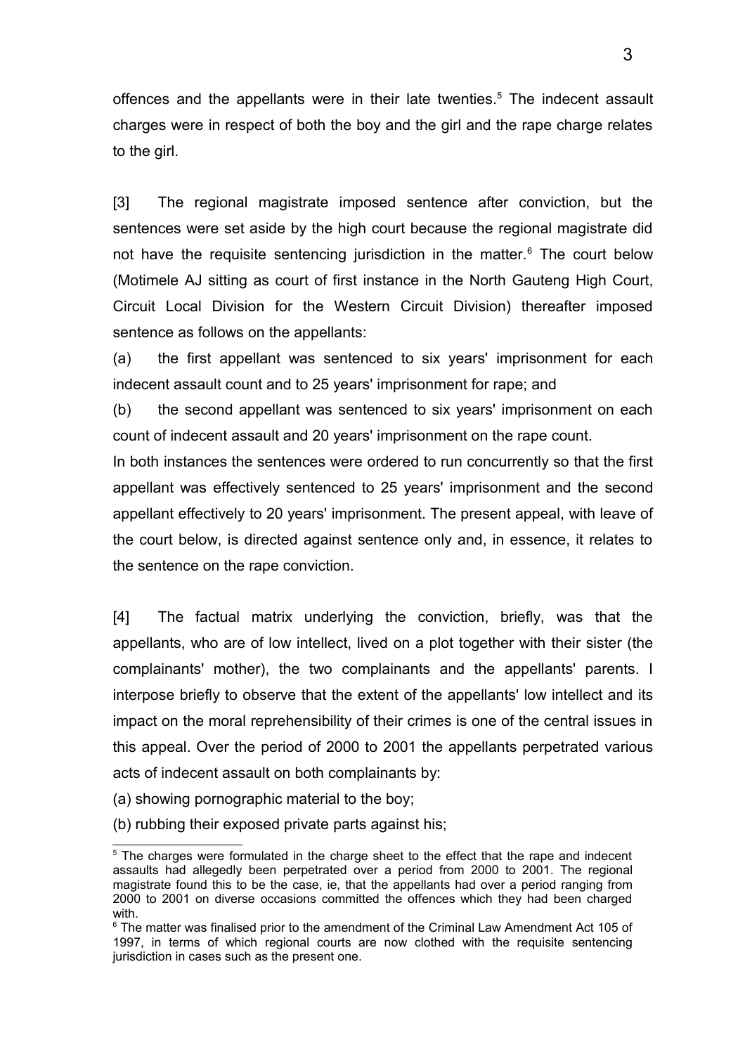offences and the appellants were in their late twenties.[5] The indecent assault charges were in respect of both the boy and the girl and the rape charge relates to the girl.

[3] The regional magistrate imposed sentence after conviction, but the sentences were set aside by the high court because the regional magistrate did not have the requisite sentencing jurisdiction in the matter.[6] The court below (Motimele AJ sitting as court of first instance in the North Gauteng High Court, Circuit Local Division for the Western Circuit Division) thereafter imposed sentence as follows on the appellants:

(a) the first appellant was sentenced to six years' imprisonment for each indecent assault count and to 25 years' imprisonment for rape; and

(b) the second appellant was sentenced to six years' imprisonment on each count of indecent assault and 20 years' imprisonment on the rape count.

In both instances the sentences were ordered to run concurrently so that the first appellant was effectively sentenced to 25 years' imprisonment and the second appellant effectively to 20 years' imprisonment. The present appeal, with leave of the court below, is directed against sentence only and, in essence, it relates to the sentence on the rape conviction.

[4] The factual matrix underlying the conviction, briefly, was that the appellants, who are of low intellect, lived on a plot together with their sister (the complainants' mother), the two complainants and the appellants' parents. I interpose briefly to observe that the extent of the appellants' low intellect and its impact on the moral reprehensibility of their crimes is one of the central issues in this appeal. Over the period of 2000 to 2001 the appellants perpetrated various acts of indecent assault on both complainants by:

(a) showing pornographic material to the boy;

(b) rubbing their exposed private parts against his;

---

[5] The charges were formulated in the charge sheet to the effect that the rape and indecent assaults had allegedly been perpetrated over a period from 2000 to 2001. The regional magistrate found this to be the case, ie, that the appellants had over a period ranging from 2000 to 2001 on diverse occasions committed the offences which they had been charged with.

[6] The matter was finalised prior to the amendment of the Criminal Law Amendment Act 105 of 1997, in terms of which regional courts are now clothed with the requisite sentencing jurisdiction in cases such as the present one.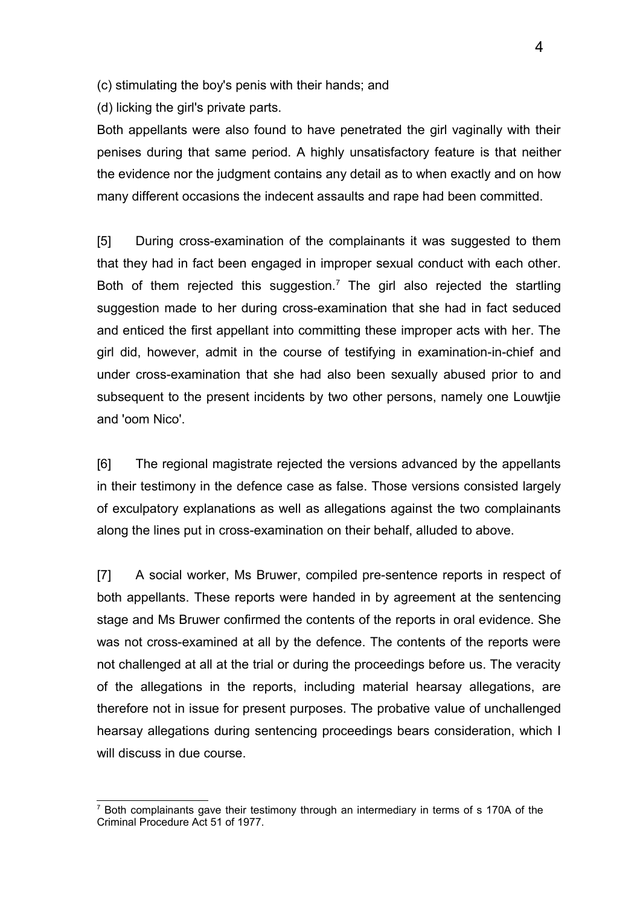(c) stimulating the boy's penis with their hands; and

(d) licking the girl's private parts.

Both appellants were also found to have penetrated the girl vaginally with their penises during that same period. A highly unsatisfactory feature is that neither the evidence nor the judgment contains any detail as to when exactly and on how many different occasions the indecent assaults and rape had been committed.

[5] During cross-examination of the complainants it was suggested to them that they had in fact been engaged in improper sexual conduct with each other. Both of them rejected this suggestion.[7] The girl also rejected the startling suggestion made to her during cross-examination that she had in fact seduced and enticed the first appellant into committing these improper acts with her. The girl did, however, admit in the course of testifying in examination-in-chief and under cross-examination that she had also been sexually abused prior to and subsequent to the present incidents by two other persons, namely one Louwtjie and 'oom Nico'.

[6] The regional magistrate rejected the versions advanced by the appellants in their testimony in the defence case as false. Those versions consisted largely of exculpatory explanations as well as allegations against the two complainants along the lines put in cross-examination on their behalf, alluded to above.

[7] A social worker, Ms Bruwer, compiled pre-sentence reports in respect of both appellants. These reports were handed in by agreement at the sentencing stage and Ms Bruwer confirmed the contents of the reports in oral evidence. She was not cross-examined at all by the defence. The contents of the reports were not challenged at all at the trial or during the proceedings before us. The veracity of the allegations in the reports, including material hearsay allegations, are therefore not in issue for present purposes. The probative value of unchallenged hearsay allegations during sentencing proceedings bears consideration, which I will discuss in due course.

---

[7] Both complainants gave their testimony through an intermediary in terms of s 170A of the Criminal Procedure Act 51 of 1977.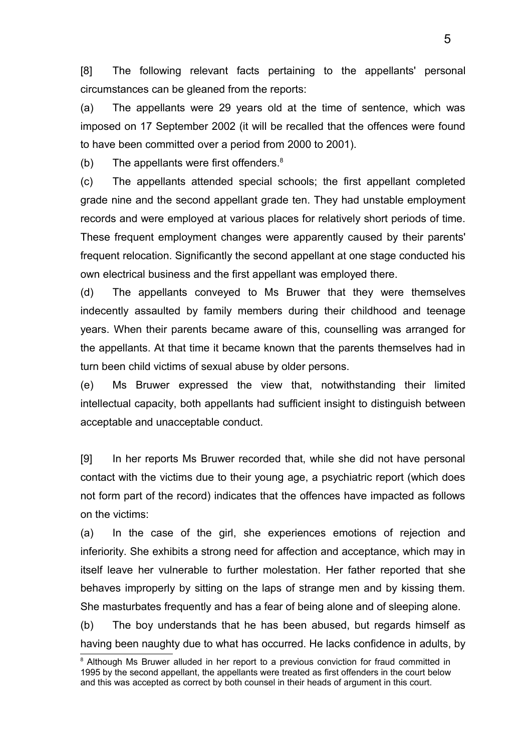[8] The following relevant facts pertaining to the appellants' personal circumstances can be gleaned from the reports:

(a) The appellants were 29 years old at the time of sentence, which was imposed on 17 September 2002 (it will be recalled that the offences were found to have been committed over a period from 2000 to 2001).

(b) The appellants were first offenders.[8]

(c) The appellants attended special schools; the first appellant completed grade nine and the second appellant grade ten. They had unstable employment records and were employed at various places for relatively short periods of time. These frequent employment changes were apparently caused by their parents' frequent relocation. Significantly the second appellant at one stage conducted his own electrical business and the first appellant was employed there.

(d) The appellants conveyed to Ms Bruwer that they were themselves indecently assaulted by family members during their childhood and teenage years. When their parents became aware of this, counselling was arranged for the appellants. At that time it became known that the parents themselves had in turn been child victims of sexual abuse by older persons.

(e) Ms Bruwer expressed the view that, notwithstanding their limited intellectual capacity, both appellants had sufficient insight to distinguish between acceptable and unacceptable conduct.

[9] In her reports Ms Bruwer recorded that, while she did not have personal contact with the victims due to their young age, a psychiatric report (which does not form part of the record) indicates that the offences have impacted as follows on the victims:

(a) In the case of the girl, she experiences emotions of rejection and inferiority. She exhibits a strong need for affection and acceptance, which may in itself leave her vulnerable to further molestation. Her father reported that she behaves improperly by sitting on the laps of strange men and by kissing them. She masturbates frequently and has a fear of being alone and of sleeping alone.

(b) The boy understands that he has been abused, but regards himself as having been naughty due to what has occurred. He lacks confidence in adults, by

---

[8] Although Ms Bruwer alluded in her report to a previous conviction for fraud committed in 1995 by the second appellant, the appellants were treated as first offenders in the court below and this was accepted as correct by both counsel in their heads of argument in this court.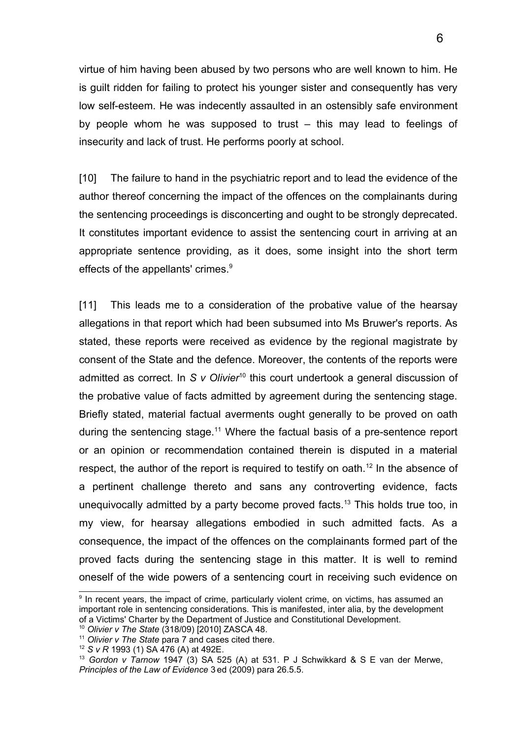virtue of him having been abused by two persons who are well known to him. He is guilt ridden for failing to protect his younger sister and consequently has very low self-esteem. He was indecently assaulted in an ostensibly safe environment by people whom he was supposed to trust – this may lead to feelings of insecurity and lack of trust. He performs poorly at school.

[10] The failure to hand in the psychiatric report and to lead the evidence of the author thereof concerning the impact of the offences on the complainants during the sentencing proceedings is disconcerting and ought to be strongly deprecated. It constitutes important evidence to assist the sentencing court in arriving at an appropriate sentence providing, as it does, some insight into the short term effects of the appellants' crimes.[9]

[11] This leads me to a consideration of the probative value of the hearsay allegations in that report which had been subsumed into Ms Bruwer's reports. As stated, these reports were received as evidence by the regional magistrate by consent of the State and the defence. Moreover, the contents of the reports were admitted as correct. In *S v Olivier*[10] this court undertook a general discussion of the probative value of facts admitted by agreement during the sentencing stage. Briefly stated, material factual averments ought generally to be proved on oath during the sentencing stage.[11] Where the factual basis of a pre-sentence report or an opinion or recommendation contained therein is disputed in a material respect, the author of the report is required to testify on oath.[12] In the absence of a pertinent challenge thereto and sans any controverting evidence, facts unequivocally admitted by a party become proved facts.[13] This holds true too, in my view, for hearsay allegations embodied in such admitted facts. As a consequence, the impact of the offences on the complainants formed part of the proved facts during the sentencing stage in this matter. It is well to remind oneself of the wide powers of a sentencing court in receiving such evidence on

---

[9] In recent years, the impact of crime, particularly violent crime, on victims, has assumed an important role in sentencing considerations. This is manifested, inter alia, by the development of a Victims' Charter by the Department of Justice and Constitutional Development.

[10] *Olivier v The State* (318/09) [2010] ZASCA 48.

[11] *Olivier v The State* para 7 and cases cited there.

[12] *S v R* 1993 (1) SA 476 (A) at 492E.

[13] *Gordon v Tarnow* 1947 (3) SA 525 (A) at 531. P J Schwikkard & S E van der Merwe, *Principles of the Law of Evidence* 3 ed (2009) para 26.5.5.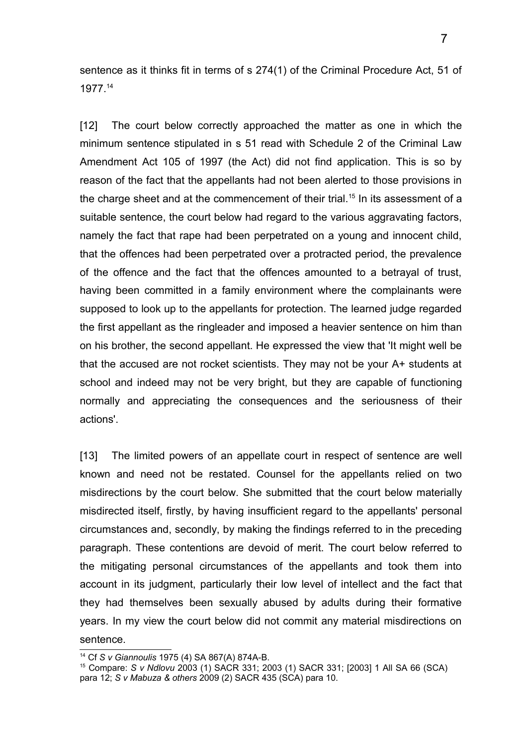sentence as it thinks fit in terms of s 274(1) of the Criminal Procedure Act, 51 of 1977.[14]

[12] The court below correctly approached the matter as one in which the minimum sentence stipulated in s 51 read with Schedule 2 of the Criminal Law Amendment Act 105 of 1997 (the Act) did not find application. This is so by reason of the fact that the appellants had not been alerted to those provisions in the charge sheet and at the commencement of their trial.[15] In its assessment of a suitable sentence, the court below had regard to the various aggravating factors, namely the fact that rape had been perpetrated on a young and innocent child, that the offences had been perpetrated over a protracted period, the prevalence of the offence and the fact that the offences amounted to a betrayal of trust, having been committed in a family environment where the complainants were supposed to look up to the appellants for protection. The learned judge regarded the first appellant as the ringleader and imposed a heavier sentence on him than on his brother, the second appellant. He expressed the view that 'It might well be that the accused are not rocket scientists. They may not be your A+ students at school and indeed may not be very bright, but they are capable of functioning normally and appreciating the consequences and the seriousness of their actions'.

[13] The limited powers of an appellate court in respect of sentence are well known and need not be restated. Counsel for the appellants relied on two misdirections by the court below. She submitted that the court below materially misdirected itself, firstly, by having insufficient regard to the appellants' personal circumstances and, secondly, by making the findings referred to in the preceding paragraph. These contentions are devoid of merit. The court below referred to the mitigating personal circumstances of the appellants and took them into account in its judgment, particularly their low level of intellect and the fact that they had themselves been sexually abused by adults during their formative years. In my view the court below did not commit any material misdirections on sentence.

---

[14] Cf *S v Giannoulis* 1975 (4) SA 867(A) 874A-B.

[15] Compare: *S v Ndlovu* 2003 (1) SACR 331; 2003 (1) SACR 331; [2003] 1 All SA 66 (SCA) para 12; *S v Mabuza & others* 2009 (2) SACR 435 (SCA) para 10.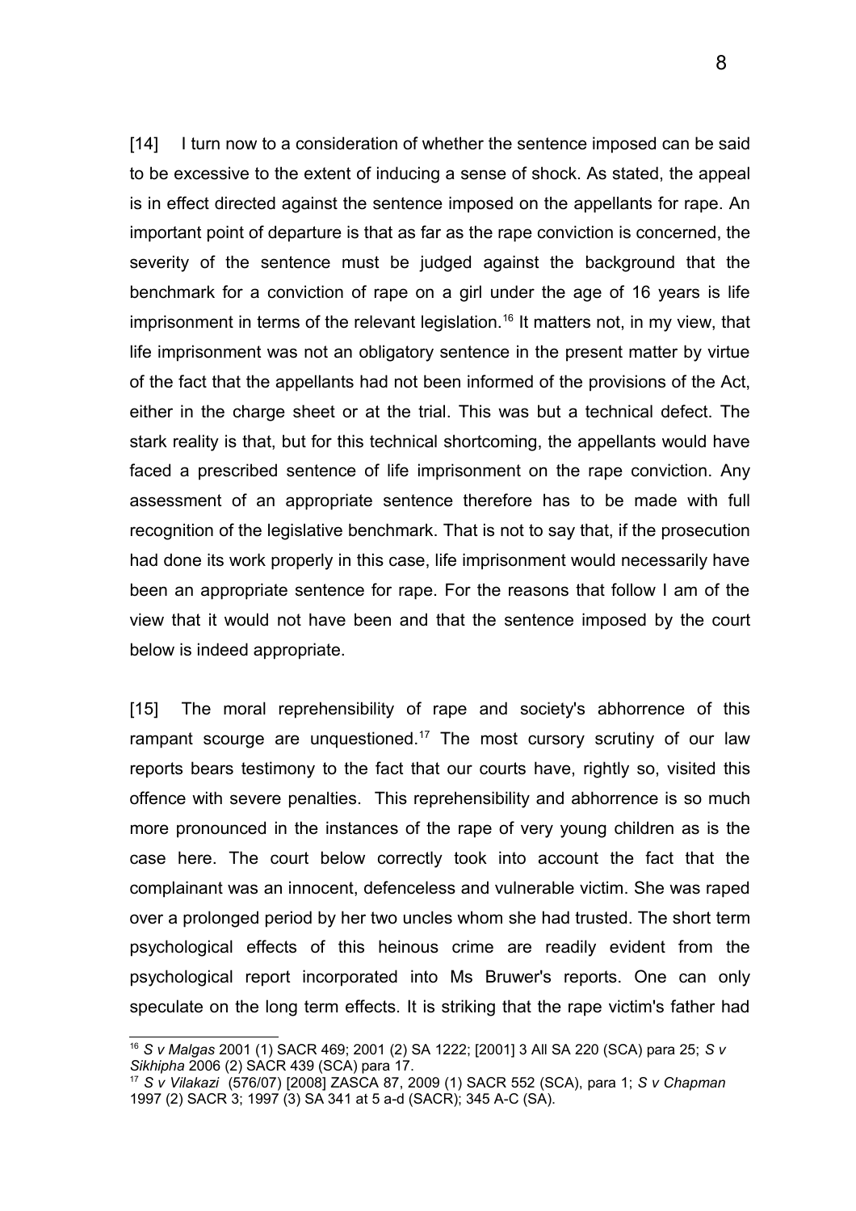[14] I turn now to a consideration of whether the sentence imposed can be said to be excessive to the extent of inducing a sense of shock. As stated, the appeal is in effect directed against the sentence imposed on the appellants for rape. An important point of departure is that as far as the rape conviction is concerned, the severity of the sentence must be judged against the background that the benchmark for a conviction of rape on a girl under the age of 16 years is life imprisonment in terms of the relevant legislation.[16] It matters not, in my view, that life imprisonment was not an obligatory sentence in the present matter by virtue of the fact that the appellants had not been informed of the provisions of the Act, either in the charge sheet or at the trial. This was but a technical defect. The stark reality is that, but for this technical shortcoming, the appellants would have faced a prescribed sentence of life imprisonment on the rape conviction. Any assessment of an appropriate sentence therefore has to be made with full recognition of the legislative benchmark. That is not to say that, if the prosecution had done its work properly in this case, life imprisonment would necessarily have been an appropriate sentence for rape. For the reasons that follow I am of the view that it would not have been and that the sentence imposed by the court below is indeed appropriate.

[15] The moral reprehensibility of rape and society's abhorrence of this rampant scourge are unquestioned.[17] The most cursory scrutiny of our law reports bears testimony to the fact that our courts have, rightly so, visited this offence with severe penalties. This reprehensibility and abhorrence is so much more pronounced in the instances of the rape of very young children as is the case here. The court below correctly took into account the fact that the complainant was an innocent, defenceless and vulnerable victim. She was raped over a prolonged period by her two uncles whom she had trusted. The short term psychological effects of this heinous crime are readily evident from the psychological report incorporated into Ms Bruwer's reports. One can only speculate on the long term effects. It is striking that the rape victim's father had

---

[16] *S v Malgas* 2001 (1) SACR 469; 2001 (2) SA 1222; [2001] 3 All SA 220 (SCA) para 25; *S v Sikhipha* 2006 (2) SACR 439 (SCA) para 17.

[17] *S v Vilakazi* (576/07) [2008] ZASCA 87, 2009 (1) SACR 552 (SCA), para 1; *S v Chapman* 1997 (2) SACR 3; 1997 (3) SA 341 at 5 a-d (SACR); 345 A-C (SA).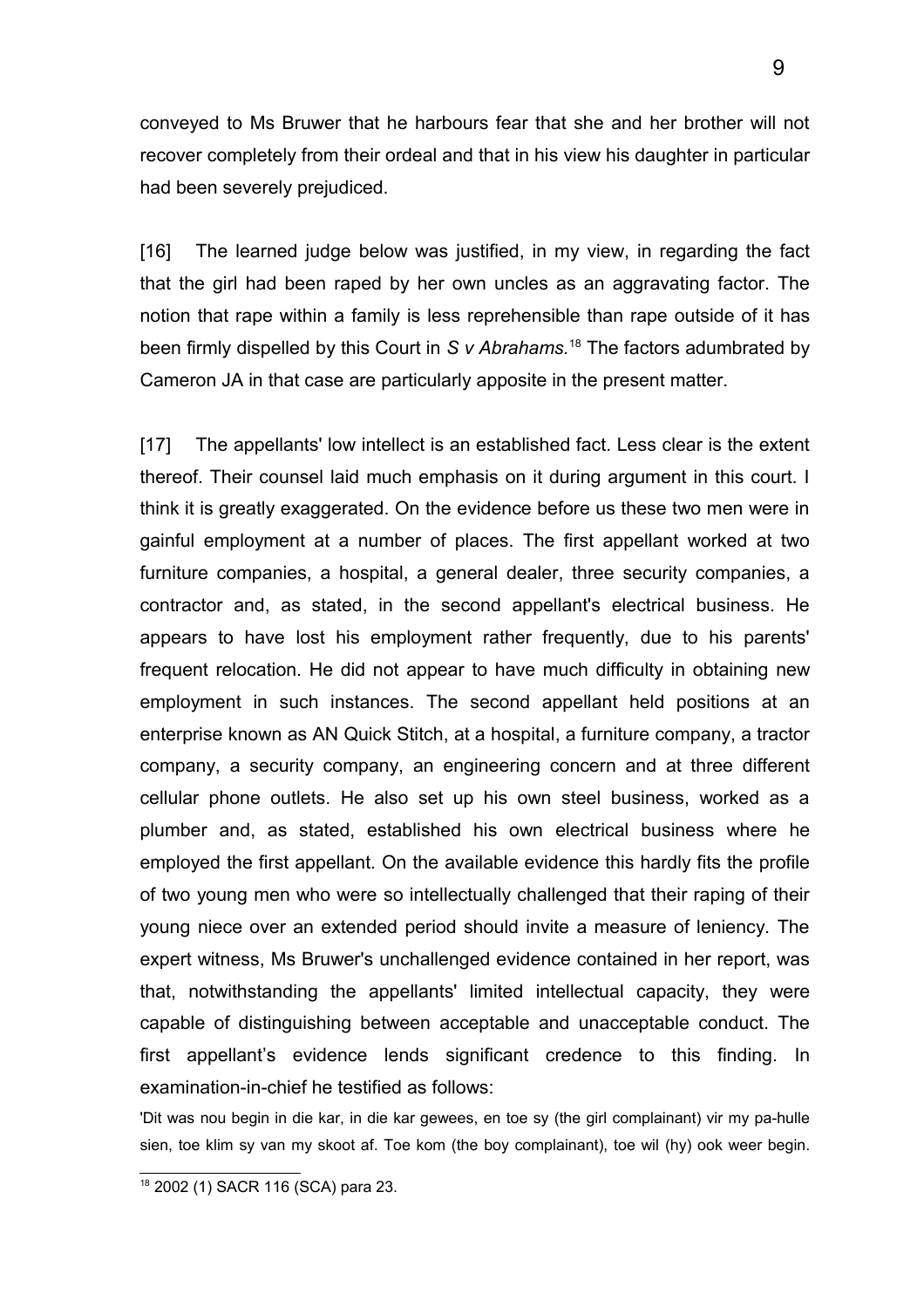conveyed to Ms Bruwer that he harbours fear that she and her brother will not recover completely from their ordeal and that in his view his daughter in particular had been severely prejudiced.

[16] The learned judge below was justified, in my view, in regarding the fact that the girl had been raped by her own uncles as an aggravating factor. The notion that rape within a family is less reprehensible than rape outside of it has been firmly dispelled by this Court in *S v Abrahams.*[18] The factors adumbrated by Cameron JA in that case are particularly apposite in the present matter.

[17] The appellants' low intellect is an established fact. Less clear is the extent thereof. Their counsel laid much emphasis on it during argument in this court. I think it is greatly exaggerated. On the evidence before us these two men were in gainful employment at a number of places. The first appellant worked at two furniture companies, a hospital, a general dealer, three security companies, a contractor and, as stated, in the second appellant's electrical business. He appears to have lost his employment rather frequently, due to his parents' frequent relocation. He did not appear to have much difficulty in obtaining new employment in such instances. The second appellant held positions at an enterprise known as AN Quick Stitch, at a hospital, a furniture company, a tractor company, a security company, an engineering concern and at three different cellular phone outlets. He also set up his own steel business, worked as a plumber and, as stated, established his own electrical business where he employed the first appellant. On the available evidence this hardly fits the profile of two young men who were so intellectually challenged that their raping of their young niece over an extended period should invite a measure of leniency. The expert witness, Ms Bruwer's unchallenged evidence contained in her report, was that, notwithstanding the appellants' limited intellectual capacity, they were capable of distinguishing between acceptable and unacceptable conduct. The first appellant's evidence lends significant credence to this finding. In examination-in-chief he testified as follows:

'Dit was nou begin in die kar, in die kar gewees, en toe sy (the girl complainant) vir my pa-hulle sien, toe klim sy van my skoot af. Toe kom (the boy complainant), toe wil (hy) ook weer begin.

---

[18] 2002 (1) SACR 116 (SCA) para 23.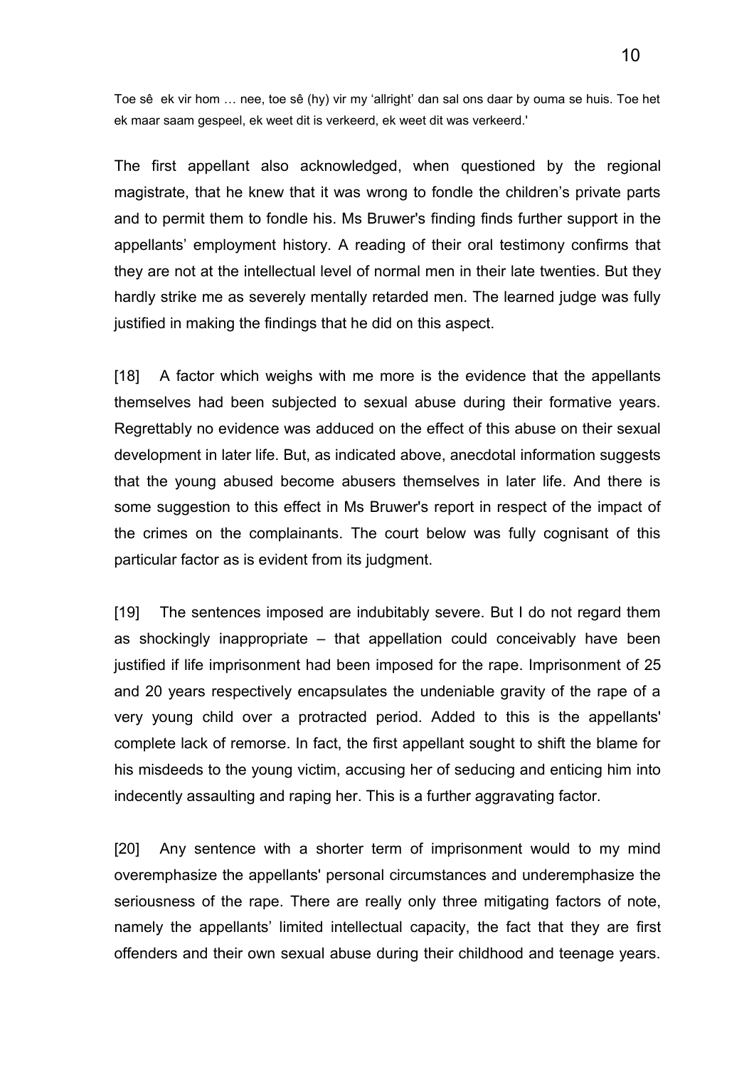Toe sê ek vir hom … nee, toe sê (hy) vir my 'allright' dan sal ons daar by ouma se huis. Toe het ek maar saam gespeel, ek weet dit is verkeerd, ek weet dit was verkeerd.'

The first appellant also acknowledged, when questioned by the regional magistrate, that he knew that it was wrong to fondle the children's private parts and to permit them to fondle his. Ms Bruwer's finding finds further support in the appellants' employment history. A reading of their oral testimony confirms that they are not at the intellectual level of normal men in their late twenties. But they hardly strike me as severely mentally retarded men. The learned judge was fully justified in making the findings that he did on this aspect.

[18] A factor which weighs with me more is the evidence that the appellants themselves had been subjected to sexual abuse during their formative years. Regrettably no evidence was adduced on the effect of this abuse on their sexual development in later life. But, as indicated above, anecdotal information suggests that the young abused become abusers themselves in later life. And there is some suggestion to this effect in Ms Bruwer's report in respect of the impact of the crimes on the complainants. The court below was fully cognisant of this particular factor as is evident from its judgment.

[19] The sentences imposed are indubitably severe. But I do not regard them as shockingly inappropriate – that appellation could conceivably have been justified if life imprisonment had been imposed for the rape. Imprisonment of 25 and 20 years respectively encapsulates the undeniable gravity of the rape of a very young child over a protracted period. Added to this is the appellants' complete lack of remorse. In fact, the first appellant sought to shift the blame for his misdeeds to the young victim, accusing her of seducing and enticing him into indecently assaulting and raping her. This is a further aggravating factor.

[20] Any sentence with a shorter term of imprisonment would to my mind overemphasize the appellants' personal circumstances and underemphasize the seriousness of the rape. There are really only three mitigating factors of note, namely the appellants' limited intellectual capacity, the fact that they are first offenders and their own sexual abuse during their childhood and teenage years.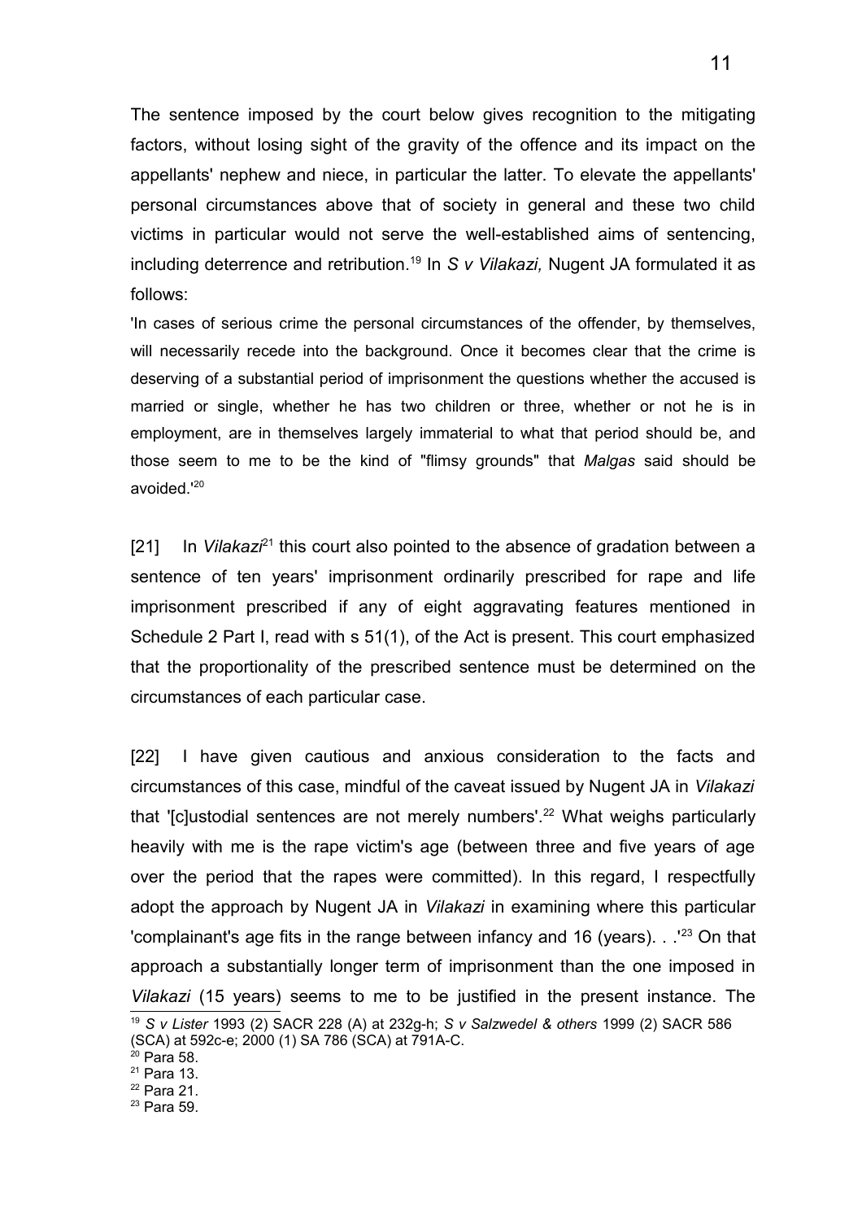The sentence imposed by the court below gives recognition to the mitigating factors, without losing sight of the gravity of the offence and its impact on the appellants' nephew and niece, in particular the latter. To elevate the appellants' personal circumstances above that of society in general and these two child victims in particular would not serve the well-established aims of sentencing, including deterrence and retribution.[19] In *S v Vilakazi,* Nugent JA formulated it as follows:

'In cases of serious crime the personal circumstances of the offender, by themselves, will necessarily recede into the background. Once it becomes clear that the crime is deserving of a substantial period of imprisonment the questions whether the accused is married or single, whether he has two children or three, whether or not he is in employment, are in themselves largely immaterial to what that period should be, and those seem to me to be the kind of "flimsy grounds" that *Malgas* said should be avoided.'[20]

[21] In *Vilakazi*[21] this court also pointed to the absence of gradation between a sentence of ten years' imprisonment ordinarily prescribed for rape and life imprisonment prescribed if any of eight aggravating features mentioned in Schedule 2 Part I, read with s 51(1), of the Act is present. This court emphasized that the proportionality of the prescribed sentence must be determined on the circumstances of each particular case.

[22] I have given cautious and anxious consideration to the facts and circumstances of this case, mindful of the caveat issued by Nugent JA in *Vilakazi* that '[c]ustodial sentences are not merely numbers'.[22] What weighs particularly heavily with me is the rape victim's age (between three and five years of age over the period that the rapes were committed). In this regard, I respectfully adopt the approach by Nugent JA in *Vilakazi* in examining where this particular 'complainant's age fits in the range between infancy and 16 (years). . .'[23] On that approach a substantially longer term of imprisonment than the one imposed in *Vilakazi* (15 years) seems to me to be justified in the present instance. The

---

[19] *S v Lister* 1993 (2) SACR 228 (A) at 232g-h; *S v Salzwedel & others* 1999 (2) SACR 586 (SCA) at 592c-e; 2000 (1) SA 786 (SCA) at 791A-C.

[20] Para 58.

[21] Para 13.

[22] Para 21.

[23] Para 59.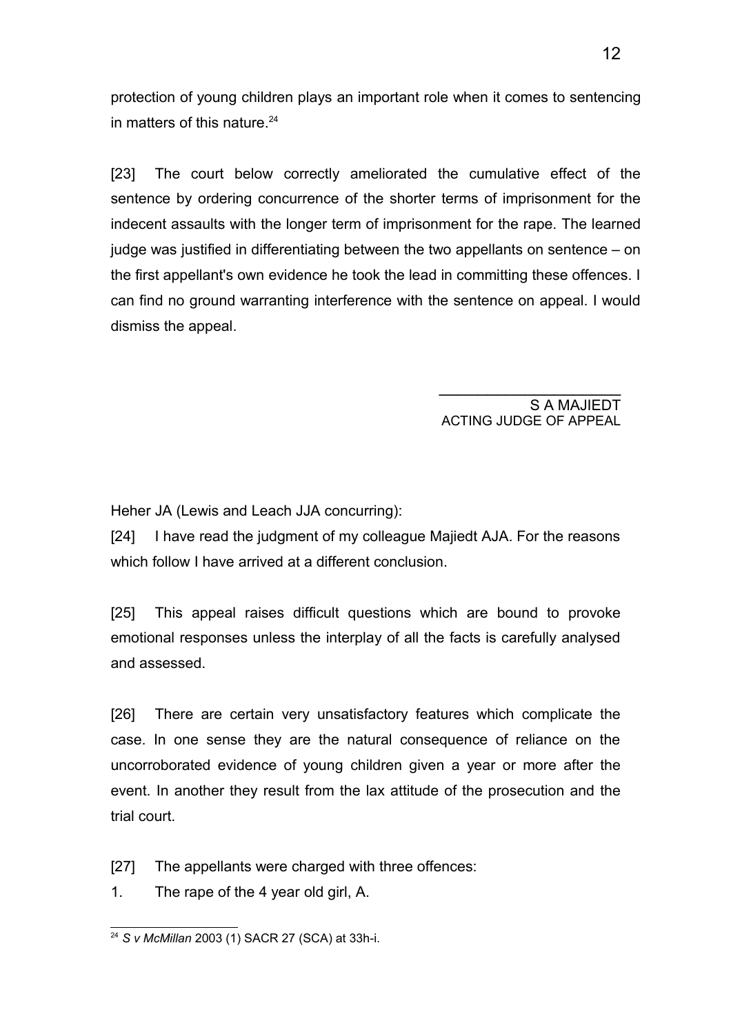protection of young children plays an important role when it comes to sentencing in matters of this nature.[24]

[23] The court below correctly ameliorated the cumulative effect of the sentence by ordering concurrence of the shorter terms of imprisonment for the indecent assaults with the longer term of imprisonment for the rape. The learned judge was justified in differentiating between the two appellants on sentence – on the first appellant's own evidence he took the lead in committing these offences. I can find no ground warranting interference with the sentence on appeal. I would dismiss the appeal.

\_\_\_\_\_\_\_\_\_\_\_\_\_\_\_\_\_\_\_\_\_\_\_\_

S A MAJIEDT
ACTING JUDGE OF APPEAL

Heher JA (Lewis and Leach JJA concurring):

[24] I have read the judgment of my colleague Majiedt AJA. For the reasons which follow I have arrived at a different conclusion.

[25] This appeal raises difficult questions which are bound to provoke emotional responses unless the interplay of all the facts is carefully analysed and assessed.

[26] There are certain very unsatisfactory features which complicate the case. In one sense they are the natural consequence of reliance on the uncorroborated evidence of young children given a year or more after the event. In another they result from the lax attitude of the prosecution and the trial court.

[27] The appellants were charged with three offences:

1. The rape of the 4 year old girl, A.

---

[24] *S v McMillan* 2003 (1) SACR 27 (SCA) at 33h-i.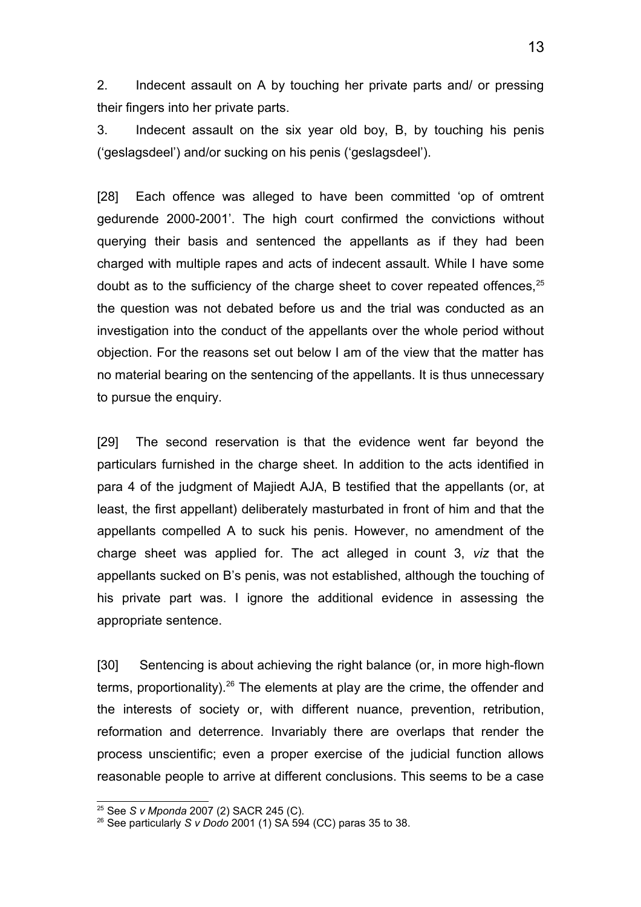2. Indecent assault on A by touching her private parts and/ or pressing their fingers into her private parts.

3. Indecent assault on the six year old boy, B, by touching his penis ('geslagsdeel') and/or sucking on his penis ('geslagsdeel').

[28] Each offence was alleged to have been committed 'op of omtrent gedurende 2000-2001'. The high court confirmed the convictions without querying their basis and sentenced the appellants as if they had been charged with multiple rapes and acts of indecent assault. While I have some doubt as to the sufficiency of the charge sheet to cover repeated offences,[25] the question was not debated before us and the trial was conducted as an investigation into the conduct of the appellants over the whole period without objection. For the reasons set out below I am of the view that the matter has no material bearing on the sentencing of the appellants. It is thus unnecessary to pursue the enquiry.

[29] The second reservation is that the evidence went far beyond the particulars furnished in the charge sheet. In addition to the acts identified in para 4 of the judgment of Majiedt AJA, B testified that the appellants (or, at least, the first appellant) deliberately masturbated in front of him and that the appellants compelled A to suck his penis. However, no amendment of the charge sheet was applied for. The act alleged in count 3, *viz* that the appellants sucked on B's penis, was not established, although the touching of his private part was. I ignore the additional evidence in assessing the appropriate sentence.

[30] Sentencing is about achieving the right balance (or, in more high-flown terms, proportionality).[26] The elements at play are the crime, the offender and the interests of society or, with different nuance, prevention, retribution, reformation and deterrence. Invariably there are overlaps that render the process unscientific; even a proper exercise of the judicial function allows reasonable people to arrive at different conclusions. This seems to be a case

---

[25] See *S v Mponda* 2007 (2) SACR 245 (C).

[26] See particularly *S v Dodo* 2001 (1) SA 594 (CC) paras 35 to 38.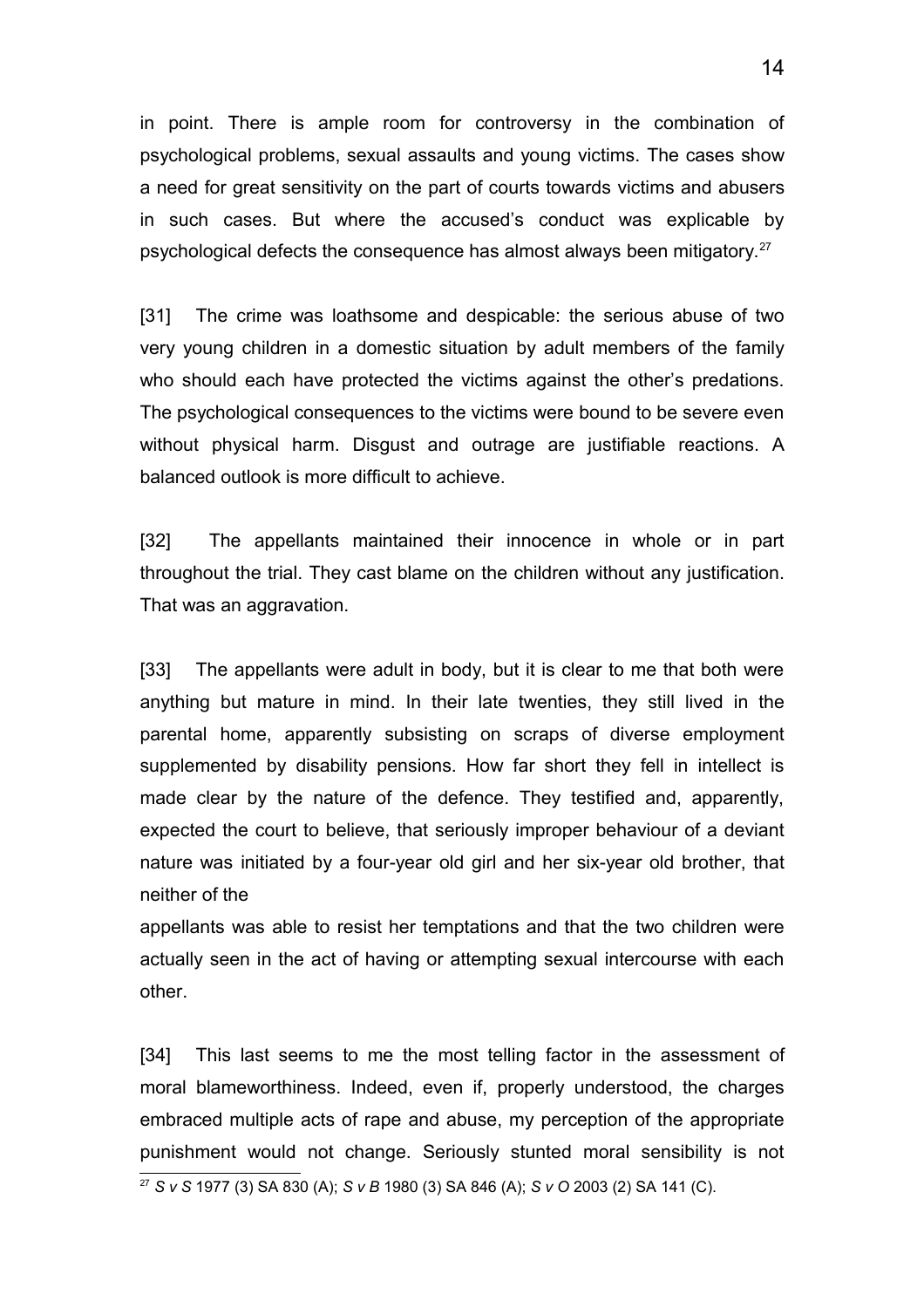in point. There is ample room for controversy in the combination of psychological problems, sexual assaults and young victims. The cases show a need for great sensitivity on the part of courts towards victims and abusers in such cases. But where the accused's conduct was explicable by psychological defects the consequence has almost always been mitigatory.[27]

[31] The crime was loathsome and despicable: the serious abuse of two very young children in a domestic situation by adult members of the family who should each have protected the victims against the other's predations. The psychological consequences to the victims were bound to be severe even without physical harm. Disgust and outrage are justifiable reactions. A balanced outlook is more difficult to achieve.

[32] The appellants maintained their innocence in whole or in part throughout the trial. They cast blame on the children without any justification. That was an aggravation.

[33] The appellants were adult in body, but it is clear to me that both were anything but mature in mind. In their late twenties, they still lived in the parental home, apparently subsisting on scraps of diverse employment supplemented by disability pensions. How far short they fell in intellect is made clear by the nature of the defence. They testified and, apparently, expected the court to believe, that seriously improper behaviour of a deviant nature was initiated by a four-year old girl and her six-year old brother, that neither of the appellants was able to resist her temptations and that the two children were actually seen in the act of having or attempting sexual intercourse with each other.

[34] This last seems to me the most telling factor in the assessment of moral blameworthiness. Indeed, even if, properly understood, the charges embraced multiple acts of rape and abuse, my perception of the appropriate punishment would not change. Seriously stunted moral sensibility is not

---

[27] *S v S* 1977 (3) SA 830 (A); *S v B* 1980 (3) SA 846 (A); *S v O* 2003 (2) SA 141 (C).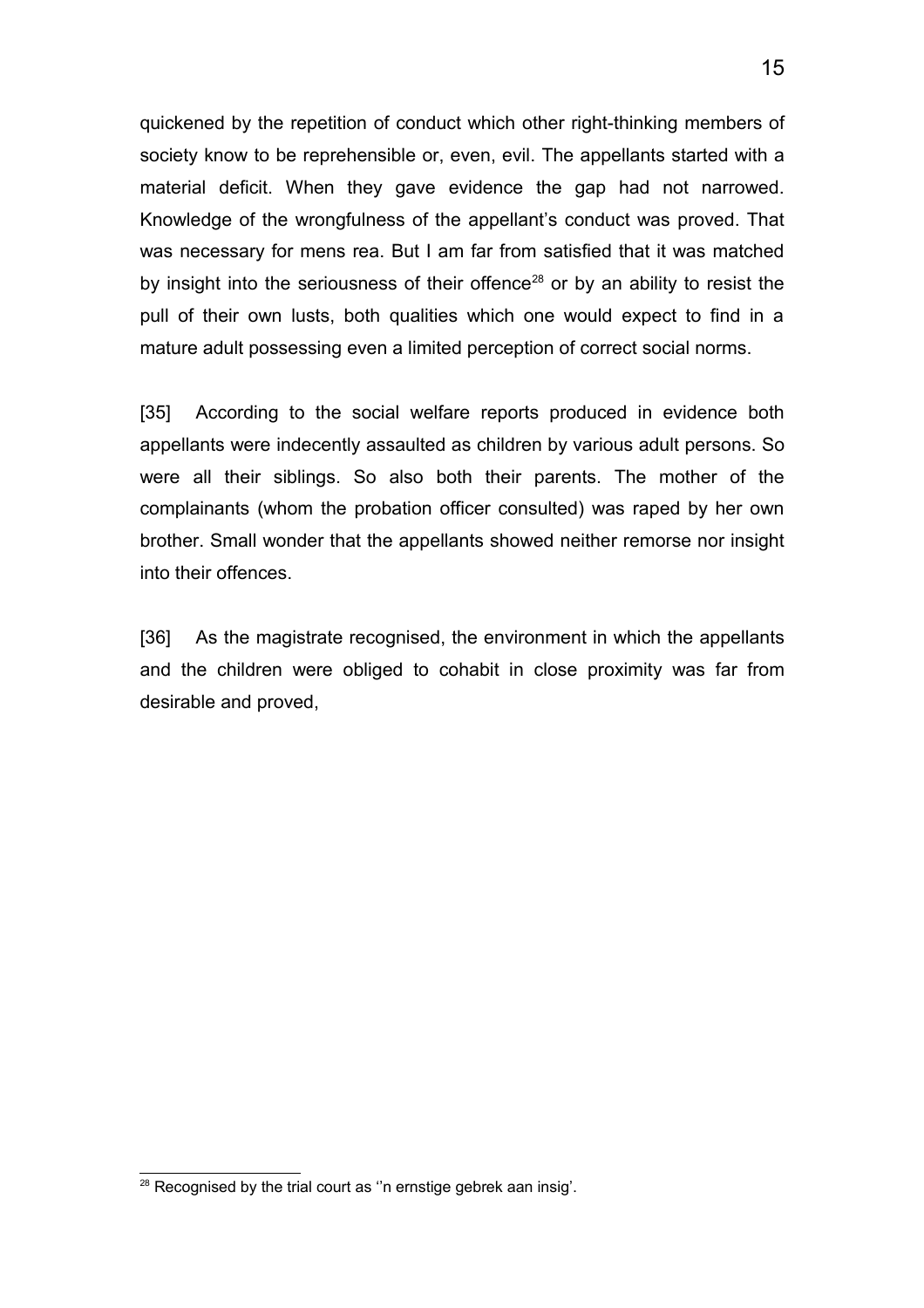quickened by the repetition of conduct which other right-thinking members of society know to be reprehensible or, even, evil. The appellants started with a material deficit. When they gave evidence the gap had not narrowed. Knowledge of the wrongfulness of the appellant's conduct was proved. That was necessary for mens rea. But I am far from satisfied that it was matched by insight into the seriousness of their offence[28] or by an ability to resist the pull of their own lusts, both qualities which one would expect to find in a mature adult possessing even a limited perception of correct social norms.

[35] According to the social welfare reports produced in evidence both appellants were indecently assaulted as children by various adult persons. So were all their siblings. So also both their parents. The mother of the complainants (whom the probation officer consulted) was raped by her own brother. Small wonder that the appellants showed neither remorse nor insight into their offences.

[36] As the magistrate recognised, the environment in which the appellants and the children were obliged to cohabit in close proximity was far from desirable and proved,

---

[28] Recognised by the trial court as ''n ernstige gebrek aan insig'.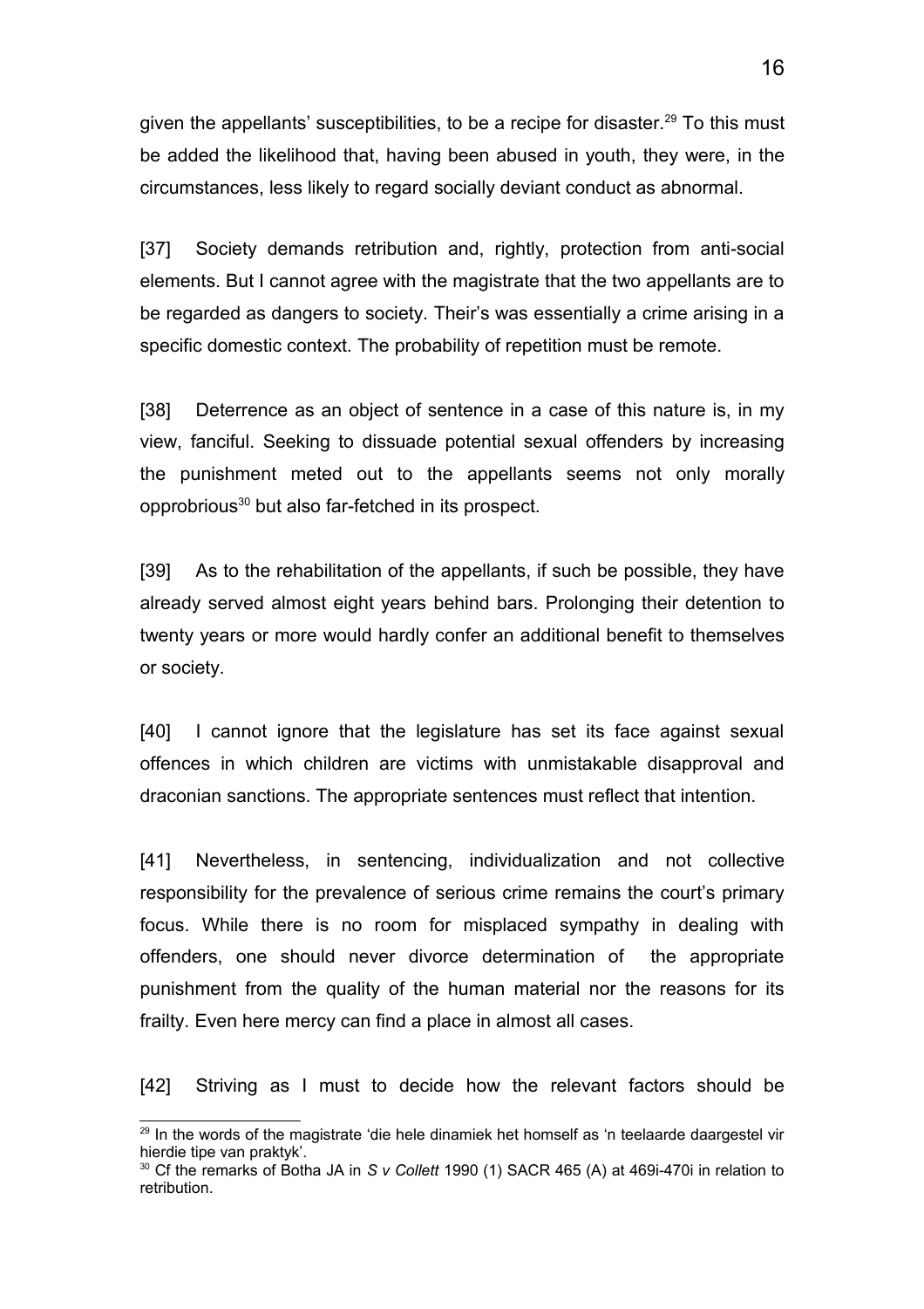given the appellants' susceptibilities, to be a recipe for disaster.[29] To this must be added the likelihood that, having been abused in youth, they were, in the circumstances, less likely to regard socially deviant conduct as abnormal.

[37] Society demands retribution and, rightly, protection from anti-social elements. But I cannot agree with the magistrate that the two appellants are to be regarded as dangers to society. Their's was essentially a crime arising in a specific domestic context. The probability of repetition must be remote.

[38] Deterrence as an object of sentence in a case of this nature is, in my view, fanciful. Seeking to dissuade potential sexual offenders by increasing the punishment meted out to the appellants seems not only morally opprobrious[30] but also far-fetched in its prospect.

[39] As to the rehabilitation of the appellants, if such be possible, they have already served almost eight years behind bars. Prolonging their detention to twenty years or more would hardly confer an additional benefit to themselves or society.

[40] I cannot ignore that the legislature has set its face against sexual offences in which children are victims with unmistakable disapproval and draconian sanctions. The appropriate sentences must reflect that intention.

[41] Nevertheless, in sentencing, individualization and not collective responsibility for the prevalence of serious crime remains the court's primary focus. While there is no room for misplaced sympathy in dealing with offenders, one should never divorce determination of the appropriate punishment from the quality of the human material nor the reasons for its frailty. Even here mercy can find a place in almost all cases.

[42] Striving as I must to decide how the relevant factors should be

---

[29] In the words of the magistrate 'die hele dinamiek het homself as 'n teelaarde daargestel vir hierdie tipe van praktyk'.

[30] Cf the remarks of Botha JA in *S v Collett* 1990 (1) SACR 465 (A) at 469i-470i in relation to retribution.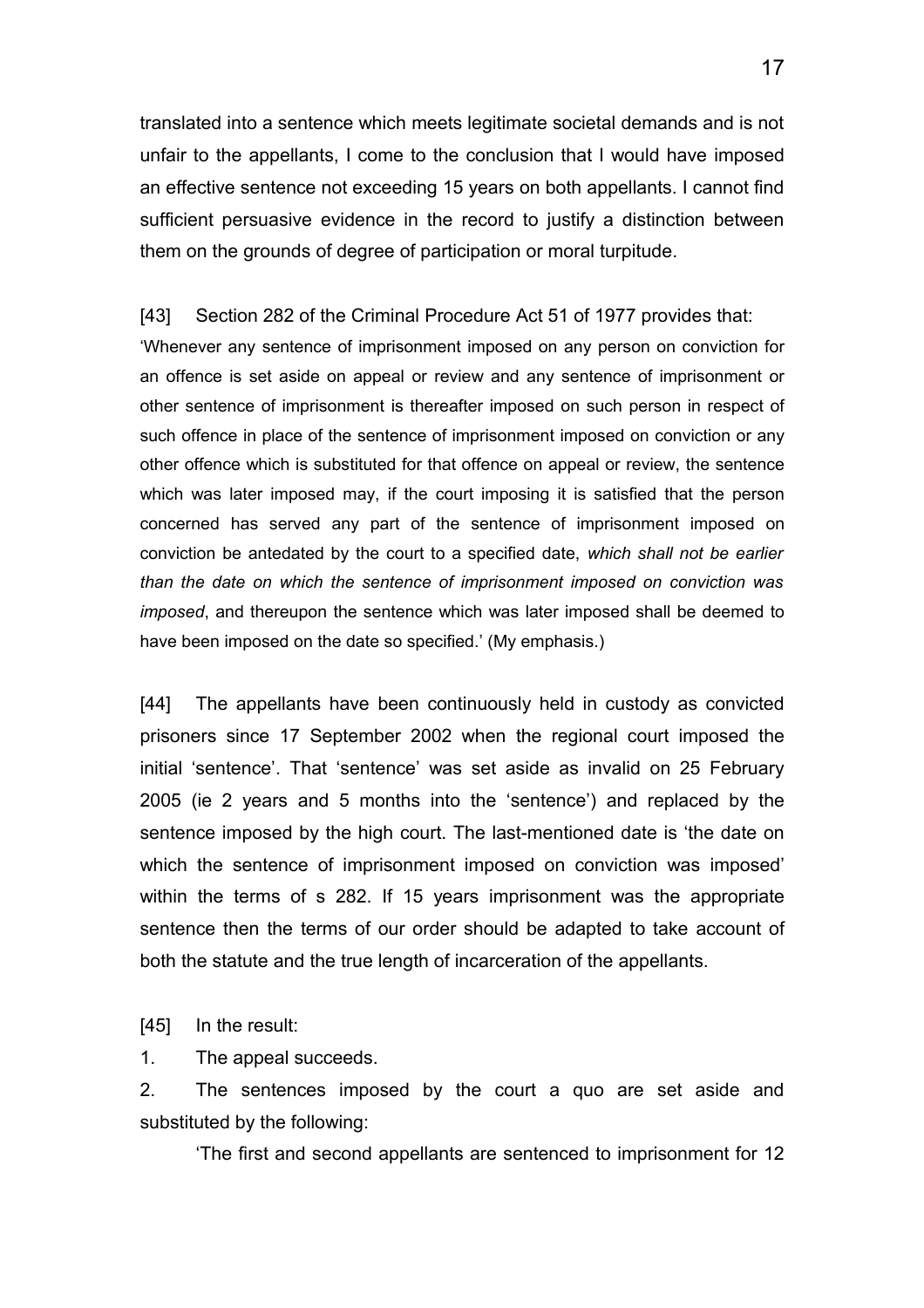translated into a sentence which meets legitimate societal demands and is not unfair to the appellants, I come to the conclusion that I would have imposed an effective sentence not exceeding 15 years on both appellants. I cannot find sufficient persuasive evidence in the record to justify a distinction between them on the grounds of degree of participation or moral turpitude.

[43] Section 282 of the Criminal Procedure Act 51 of 1977 provides that:

'Whenever any sentence of imprisonment imposed on any person on conviction for an offence is set aside on appeal or review and any sentence of imprisonment or other sentence of imprisonment is thereafter imposed on such person in respect of such offence in place of the sentence of imprisonment imposed on conviction or any other offence which is substituted for that offence on appeal or review, the sentence which was later imposed may, if the court imposing it is satisfied that the person concerned has served any part of the sentence of imprisonment imposed on conviction be antedated by the court to a specified date, *which shall not be earlier than the date on which the sentence of imprisonment imposed on conviction was imposed*, and thereupon the sentence which was later imposed shall be deemed to have been imposed on the date so specified.' (My emphasis.)

[44] The appellants have been continuously held in custody as convicted prisoners since 17 September 2002 when the regional court imposed the initial 'sentence'. That 'sentence' was set aside as invalid on 25 February 2005 (ie 2 years and 5 months into the 'sentence') and replaced by the sentence imposed by the high court. The last-mentioned date is 'the date on which the sentence of imprisonment imposed on conviction was imposed' within the terms of s 282. If 15 years imprisonment was the appropriate sentence then the terms of our order should be adapted to take account of both the statute and the true length of incarceration of the appellants.

[45] In the result:

1. The appeal succeeds.

2. The sentences imposed by the court a quo are set aside and substituted by the following:

'The first and second appellants are sentenced to imprisonment for 12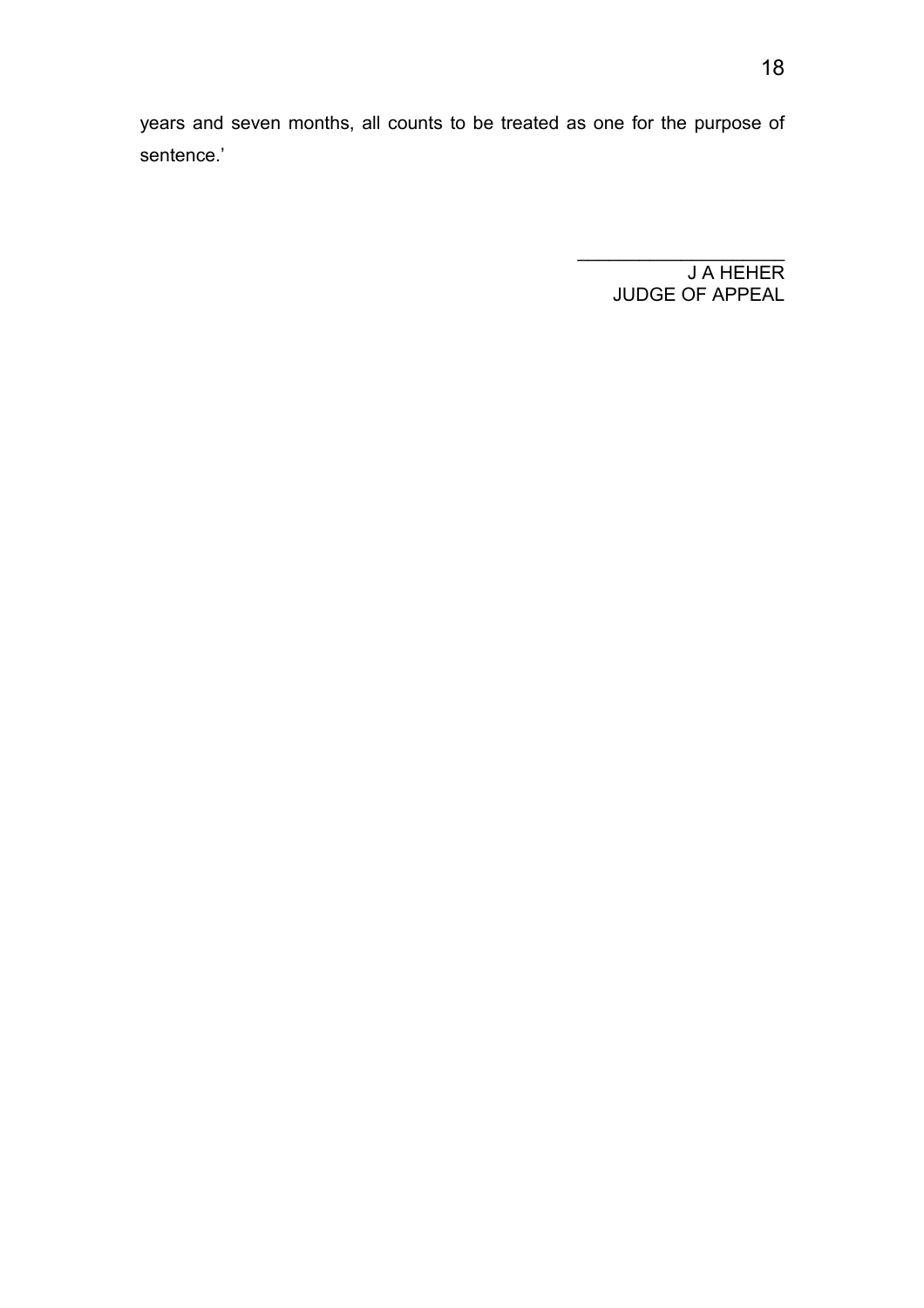years and seven months, all counts to be treated as one for the purpose of sentence.'

\_\_\_\_\_\_\_\_\_\_\_\_\_\_\_\_\_\_\_\_\_\_

J A HEHER
JUDGE OF APPEAL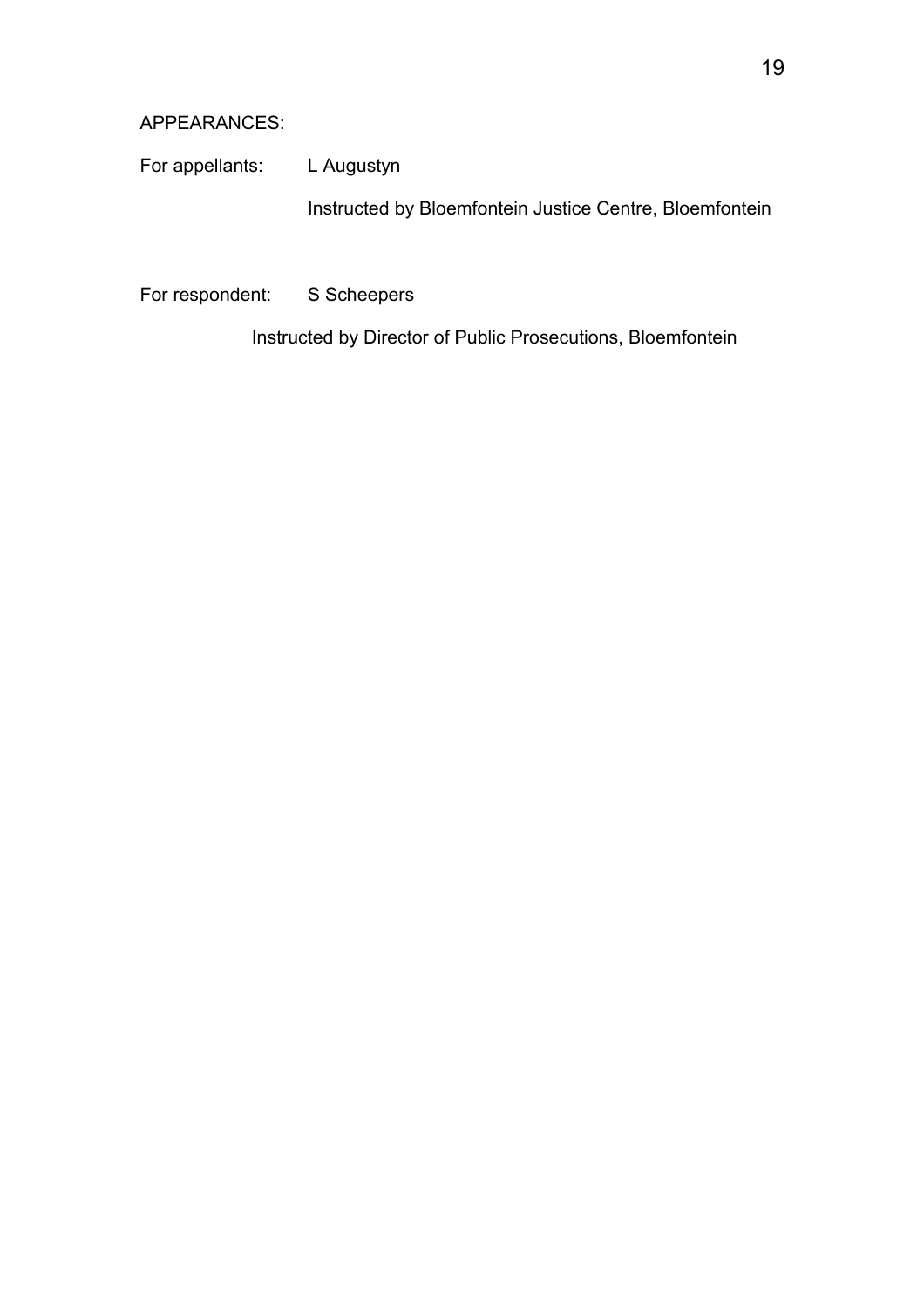APPEARANCES:

For appellants: L Augustyn

Instructed by Bloemfontein Justice Centre, Bloemfontein

For respondent: S Scheepers

Instructed by Director of Public Prosecutions, Bloemfontein